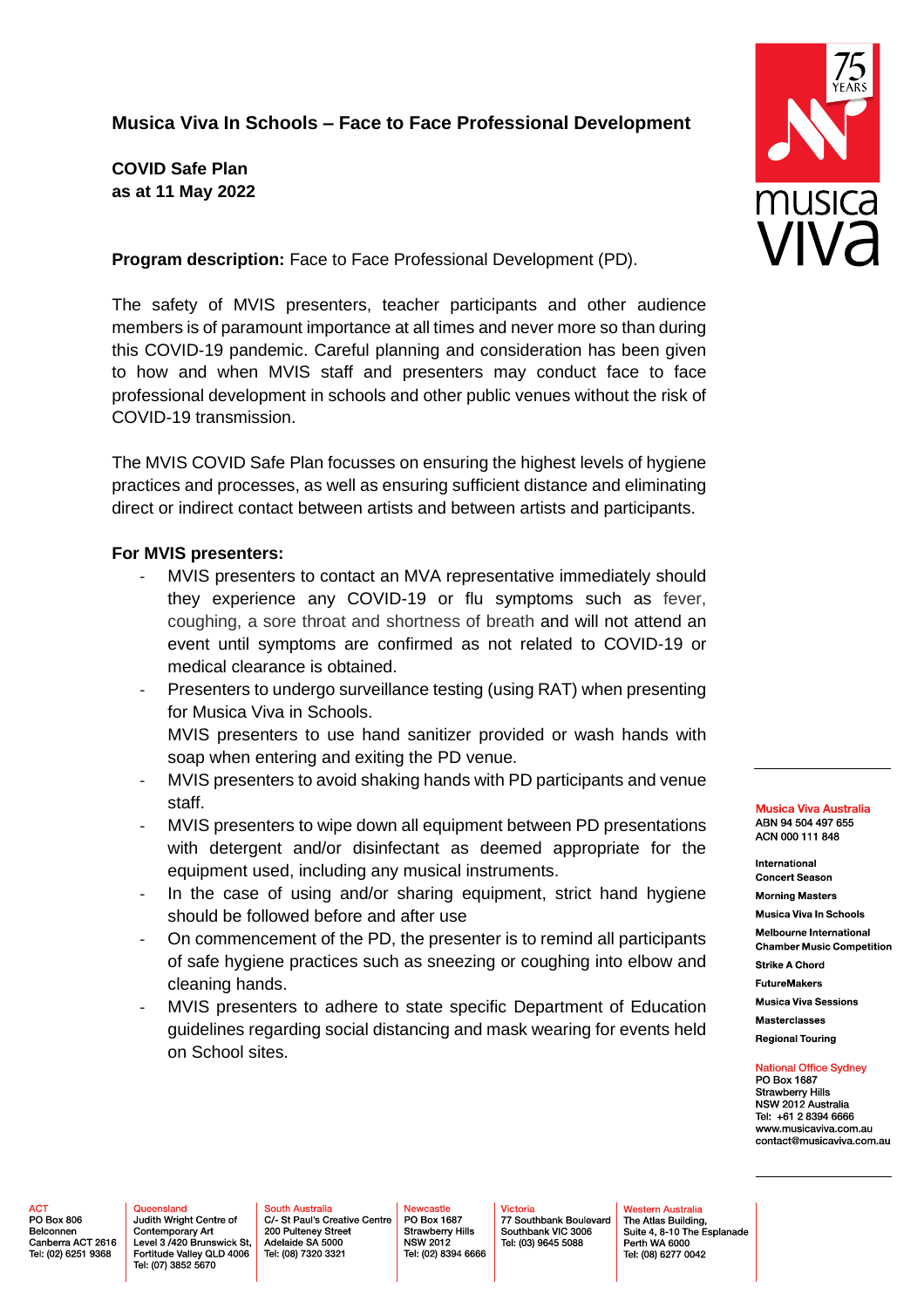## Musica Viva In Schools – Face to Face Professional Development

**COVID Safe Plan**
**as at 11 May 2022**

**Program description:** Face to Face Professional Development (PD).

The safety of MVIS presenters, teacher participants and other audience members is of paramount importance at all times and never more so than during this COVID-19 pandemic. Careful planning and consideration has been given to how and when MVIS staff and presenters may conduct face to face professional development in schools and other public venues without the risk of COVID-19 transmission.

The MVIS COVID Safe Plan focusses on ensuring the highest levels of hygiene practices and processes, as well as ensuring sufficient distance and eliminating direct or indirect contact between artists and between artists and participants.

**For MVIS presenters:**

- MVIS presenters to contact an MVA representative immediately should they experience any COVID-19 or flu symptoms such as fever, coughing, a sore throat and shortness of breath and will not attend an event until symptoms are confirmed as not related to COVID-19 or medical clearance is obtained.
- Presenters to undergo surveillance testing (using RAT) when presenting for Musica Viva in Schools.
  MVIS presenters to use hand sanitizer provided or wash hands with soap when entering and exiting the PD venue.
- MVIS presenters to avoid shaking hands with PD participants and venue staff.
- MVIS presenters to wipe down all equipment between PD presentations with detergent and/or disinfectant as deemed appropriate for the equipment used, including any musical instruments.
- In the case of using and/or sharing equipment, strict hand hygiene should be followed before and after use
- On commencement of the PD, the presenter is to remind all participants of safe hygiene practices such as sneezing or coughing into elbow and cleaning hands.
- MVIS presenters to adhere to state specific Department of Education guidelines regarding social distancing and mask wearing for events held on School sites.

**Musica Viva Australia**
ABN 94 504 497 655
ACN 000 111 848

International Concert Season
Morning Masters
Musica Viva In Schools
Melbourne International Chamber Music Competition
Strike A Chord
FutureMakers
Musica Viva Sessions
Masterclasses
Regional Touring

**National Office Sydney**
PO Box 1687
Strawberry Hills
NSW 2012 Australia
Tel: +61 2 8394 6666
www.musicaviva.com.au
contact@musicaviva.com.au

**ACT**
PO Box 806
Belconnen
Canberra ACT 2616
Tel: (02) 6251 9368

**Queensland**
Judith Wright Centre of Contemporary Art
Level 3 /420 Brunswick St,
Fortitude Valley QLD 4006
Tel: (07) 3852 5670

**South Australia**
C/- St Paul's Creative Centre
200 Pulteney Street
Adelaide SA 5000
Tel: (08) 7320 3321

**Newcastle**
PO Box 1687
Strawberry Hills
NSW 2012
Tel: (02) 8394 6666

**Victoria**
77 Southbank Boulevard
Southbank VIC 3006
Tel: (03) 9645 5088

**Western Australia**
The Atlas Building,
Suite 4, 8-10 The Esplanade
Perth WA 6000
Tel: (08) 6277 0042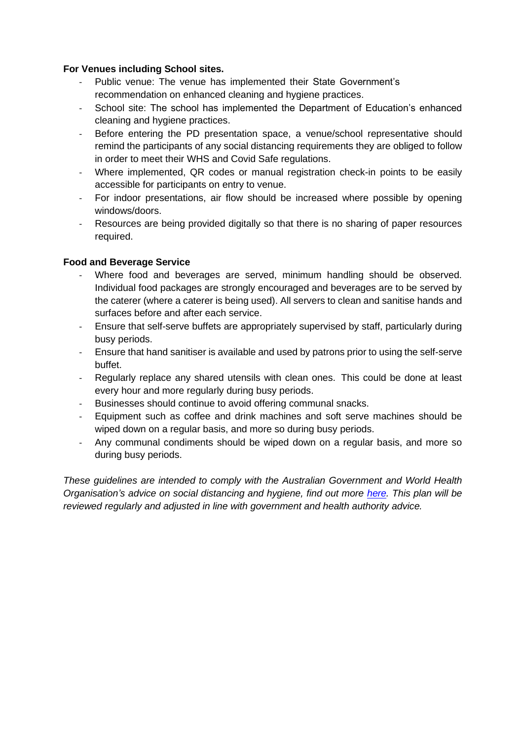**For Venues including School sites.**

- Public venue: The venue has implemented their State Government's recommendation on enhanced cleaning and hygiene practices.
- School site: The school has implemented the Department of Education's enhanced cleaning and hygiene practices.
- Before entering the PD presentation space, a venue/school representative should remind the participants of any social distancing requirements they are obliged to follow in order to meet their WHS and Covid Safe regulations.
- Where implemented, QR codes or manual registration check-in points to be easily accessible for participants on entry to venue.
- For indoor presentations, air flow should be increased where possible by opening windows/doors.
- Resources are being provided digitally so that there is no sharing of paper resources required.

**Food and Beverage Service**

- Where food and beverages are served, minimum handling should be observed. Individual food packages are strongly encouraged and beverages are to be served by the caterer (where a caterer is being used). All servers to clean and sanitise hands and surfaces before and after each service.
- Ensure that self-serve buffets are appropriately supervised by staff, particularly during busy periods.
- Ensure that hand sanitiser is available and used by patrons prior to using the self-serve buffet.
- Regularly replace any shared utensils with clean ones. This could be done at least every hour and more regularly during busy periods.
- Businesses should continue to avoid offering communal snacks.
- Equipment such as coffee and drink machines and soft serve machines should be wiped down on a regular basis, and more so during busy periods.
- Any communal condiments should be wiped down on a regular basis, and more so during busy periods.

*These guidelines are intended to comply with the Australian Government and World Health Organisation's advice on social distancing and hygiene, find out more here. This plan will be reviewed regularly and adjusted in line with government and health authority advice.*